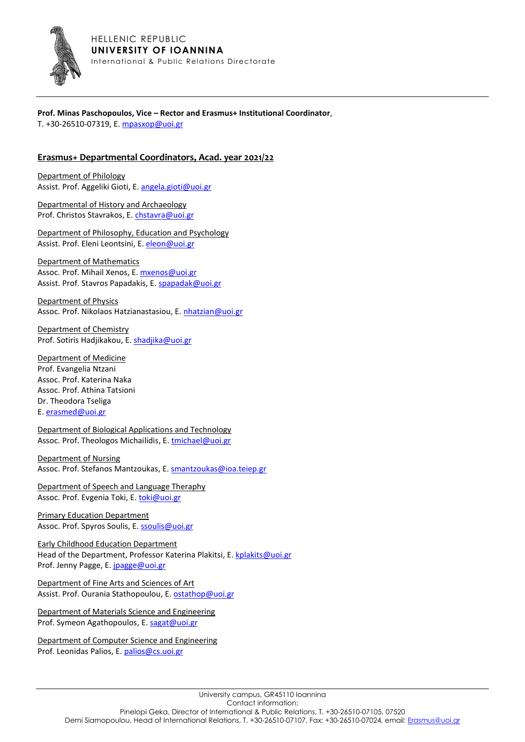HELLENIC REPUBLIC
**UNIVERSITY OF IOANNINA**
International & Public Relations Directorate

**Prof. Minas Paschopoulos, Vice – Rector and Erasmus+ Institutional Coordinator**,
T. +30-26510-07319, E. mpasxop@uoi.gr

## Erasmus+ Departmental Coordinators, Acad. year 2021/22

Department of Philology
Assist. Prof. Aggeliki Gioti, E. angela.gioti@uoi.gr

Departmental of History and Archaeology
Prof. Christos Stavrakos, E. chstavra@uoi.gr

Department of Philosophy, Education and Psychology
Assist. Prof. Eleni Leontsini, E. eleon@uoi.gr

Department of Mathematics
Assoc. Prof. Mihail Xenos, E. mxenos@uoi.gr
Assist. Prof. Stavros Papadakis, E. spapadak@uoi.gr

Department of Physics
Assoc. Prof. Nikolaos Hatzianastasiou, E. nhatzian@uoi.gr

Department of Chemistry
Prof. Sotiris Hadjikakou, E. shadjika@uoi.gr

Department of Medicine
Prof. Evangelia Ntzani
Assoc. Prof. Katerina Naka
Assoc. Prof. Athina Tatsioni
Dr. Theodora Tseliga
E. erasmed@uoi.gr

Department of Biological Applications and Technology
Assoc. Prof. Theologos Michailidis, E. tmichael@uoi.gr

Department of Nursing
Assoc. Prof. Stefanos Mantzoukas, E. smantzoukas@ioa.teiep.gr

Department of Speech and Language Theraphy
Assoc. Prof. Evgenia Toki, E. toki@uoi.gr

Primary Education Department
Assoc. Prof. Spyros Soulis, E. ssoulis@uoi.gr

Early Childhood Education Department
Head of the Department, Professor Katerina Plakitsi, E. kplakits@uoi.gr
Prof. Jenny Pagge, E. jpagge@uoi.gr

Department of Fine Arts and Sciences of Art
Assist. Prof. Ourania Stathopoulou, E. ostathop@uoi.gr

Department of Materials Science and Engineering
Prof. Symeon Agathopoulos, E. sagat@uoi.gr

Department of Computer Science and Engineering
Prof. Leonidas Palios, E. palios@cs.uoi.gr

University campus, GR45110 Ioannina
Contact information:
Pinelopi Geka, Director of International & Public Relations, T. +30-26510-07105, 07520
Demi Siamopoulou, Head of International Relations, T. +30-26510-07107, Fax: +30-26510-07024, email: Erasmus@uoi.gr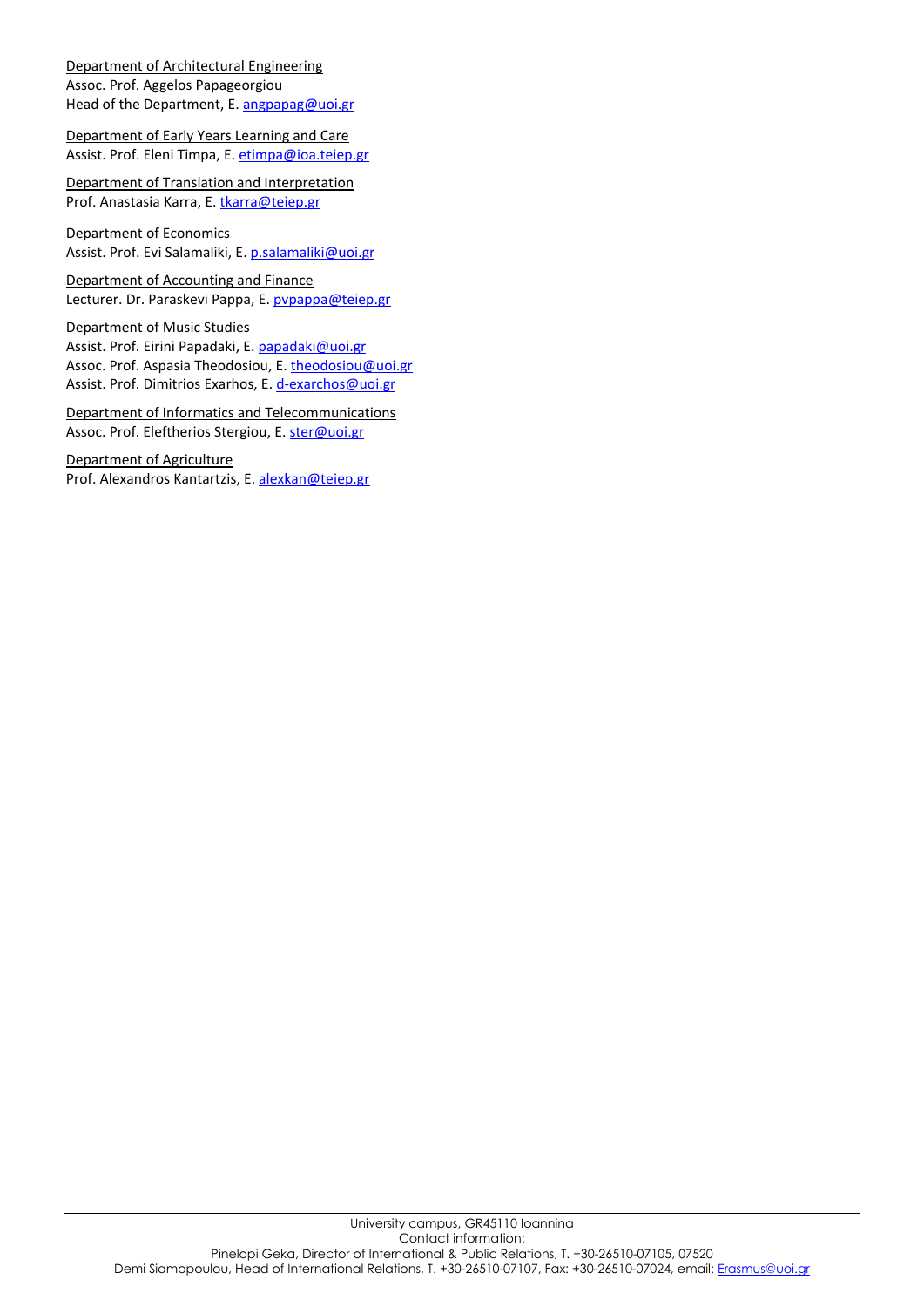Department of Architectural Engineering
Assoc. Prof. Aggelos Papageorgiou
Head of the Department, E. angpapag@uoi.gr

Department of Early Years Learning and Care
Assist. Prof. Eleni Timpa, E. etimpa@ioa.teiep.gr

Department of Translation and Interpretation
Prof. Anastasia Karra, E. tkarra@teiep.gr

Department of Economics
Assist. Prof. Evi Salamaliki, E. p.salamaliki@uoi.gr

Department of Accounting and Finance
Lecturer. Dr. Paraskevi Pappa, E. pvpappa@teiep.gr

Department of Music Studies
Assist. Prof. Eirini Papadaki, E. papadaki@uoi.gr
Assoc. Prof. Aspasia Theodosiou, E. theodosiou@uoi.gr
Assist. Prof. Dimitrios Exarhos, E. d-exarchos@uoi.gr

Department of Informatics and Telecommunications
Assoc. Prof. Eleftherios Stergiou, E. ster@uoi.gr

Department of Agriculture
Prof. Alexandros Kantartzis, E. alexkan@teiep.gr

University campus, GR45110 Ioannina
Contact information:
Pinelopi Geka, Director of International & Public Relations, T. +30-26510-07105, 07520
Demi Siamopoulou, Head of International Relations, T. +30-26510-07107, Fax: +30-26510-07024, email: Erasmus@uoi.gr